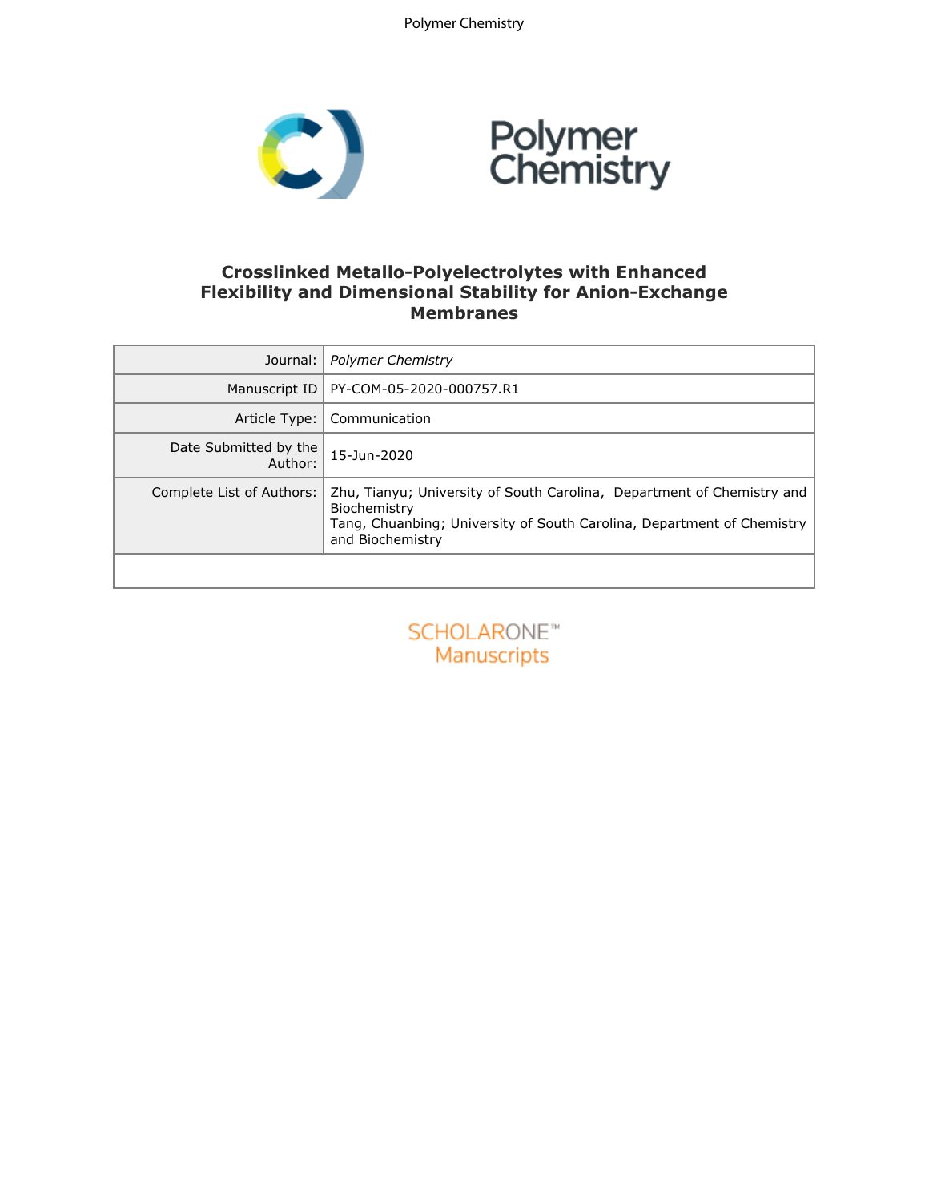# Crosslinked Metallo-Polyelectrolytes with Enhanced Flexibility and Dimensional Stability for Anion-Exchange Membranes

| Journal: | *Polymer Chemistry* |
|---|---|
| Manuscript ID | PY-COM-05-2020-000757.R1 |
| Article Type: | Communication |
| Date Submitted by the Author: | 15-Jun-2020 |
| Complete List of Authors: | Zhu, Tianyu; University of South Carolina, Department of Chemistry and Biochemistry<br>Tang, Chuanbing; University of South Carolina, Department of Chemistry and Biochemistry |

SCHOLARONE™ Manuscripts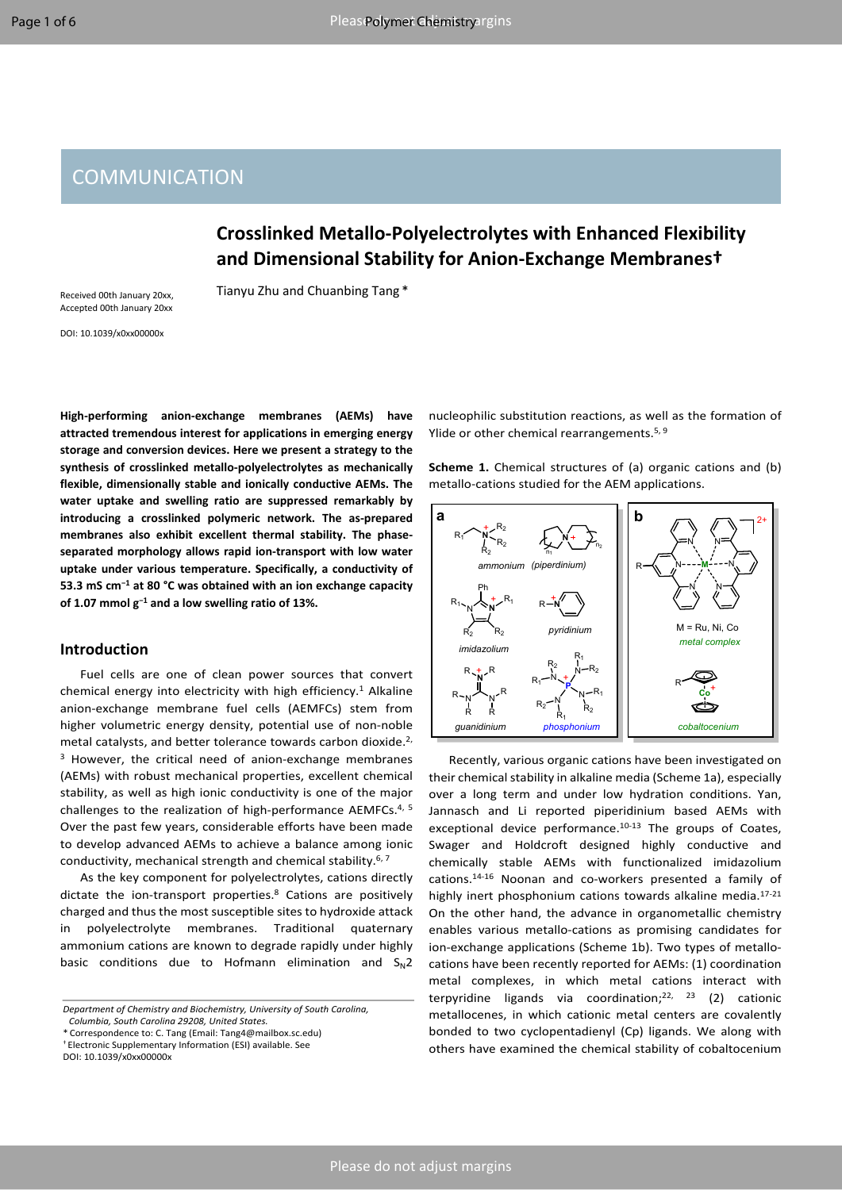# COMMUNICATION

# Crosslinked Metallo-Polyelectrolytes with Enhanced Flexibility and Dimensional Stability for Anion-Exchange Membranes†

Tianyu Zhu and Chuanbing Tang *

Received 00th January 20xx,
Accepted 00th January 20xx

DOI: 10.1039/x0xx00000x

**High-performing anion-exchange membranes (AEMs) have attracted tremendous interest for applications in emerging energy storage and conversion devices. Here we present a strategy to the synthesis of crosslinked metallo-polyelectrolytes as mechanically flexible, dimensionally stable and ionically conductive AEMs. The water uptake and swelling ratio are suppressed remarkably by introducing a crosslinked polymeric network. The as-prepared membranes also exhibit excellent thermal stability. The phase-separated morphology allows rapid ion-transport with low water uptake under various temperature. Specifically, a conductivity of 53.3 mS cm$^{-1}$ at 80 °C was obtained with an ion exchange capacity of 1.07 mmol g$^{-1}$ and a low swelling ratio of 13%.**

## Introduction

Fuel cells are one of clean power sources that convert chemical energy into electricity with high efficiency.[1] Alkaline anion-exchange membrane fuel cells (AEMFCs) stem from higher volumetric energy density, potential use of non-noble metal catalysts, and better tolerance towards carbon dioxide.[2, 3] However, the critical need of anion-exchange membranes (AEMs) with robust mechanical properties, excellent chemical stability, as well as high ionic conductivity is one of the major challenges to the realization of high-performance AEMFCs.[4, 5] Over the past few years, considerable efforts have been made to develop advanced AEMs to achieve a balance among ionic conductivity, mechanical strength and chemical stability.[6, 7]

As the key component for polyelectrolytes, cations directly dictate the ion-transport properties.[8] Cations are positively charged and thus the most susceptible sites to hydroxide attack in polyelectrolyte membranes. Traditional quaternary ammonium cations are known to degrade rapidly under highly basic conditions due to Hofmann elimination and $S_N2$ nucleophilic substitution reactions, as well as the formation of Ylide or other chemical rearrangements.[5, 9]

**Scheme 1.** Chemical structures of (a) organic cations and (b) metallo-cations studied for the AEM applications.

Recently, various organic cations have been investigated on their chemical stability in alkaline media (Scheme 1a), especially over a long term and under low hydration conditions. Yan, Jannasch and Li reported piperidinium based AEMs with exceptional device performance.[10-13] The groups of Coates, Swager and Holdcroft designed highly conductive and chemically stable AEMs with functionalized imidazolium cations.[14-16] Noonan and co-workers presented a family of highly inert phosphonium cations towards alkaline media.[17-21] On the other hand, the advance in organometallic chemistry enables various metallo-cations as promising candidates for ion-exchange applications (Scheme 1b). Two types of metallo-cations have been recently reported for AEMs: (1) coordination metal complexes, in which metal cations interact with terpyridine ligands via coordination;[22, 23] (2) cationic metallocenes, in which cationic metal centers are covalently bonded to two cyclopentadienyl (Cp) ligands. We along with others have examined the chemical stability of cobaltocenium

Department of Chemistry and Biochemistry, University of South Carolina, Columbia, South Carolina 29208, United States.
* Correspondence to: C. Tang (Email: Tang4@mailbox.sc.edu)
† Electronic Supplementary Information (ESI) available. See DOI: 10.1039/x0xx00000x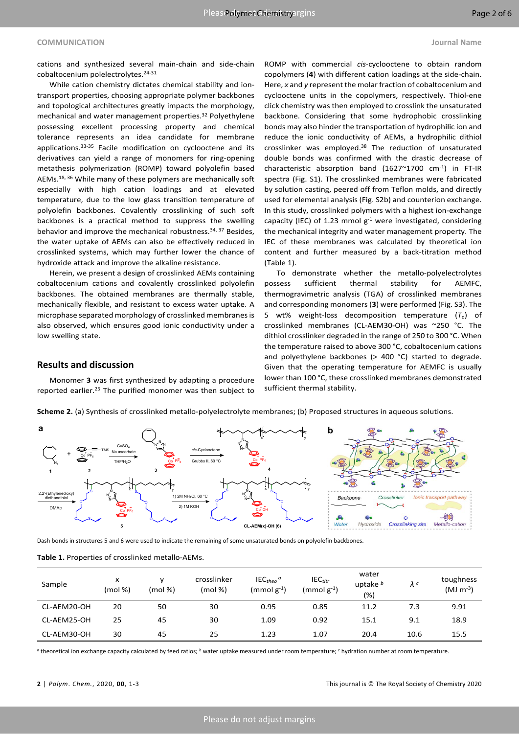cations and synthesized several main-chain and side-chain cobaltocenium polelectrolytes.[24-31]

While cation chemistry dictates chemical stability and ion-transport properties, choosing appropriate polymer backbones and topological architectures greatly impacts the morphology, mechanical and water management properties.[32] Polyethylene possessing excellent processing property and chemical tolerance represents an idea candidate for membrane applications.[33-35] Facile modification on cyclooctene and its derivatives can yield a range of monomers for ring-opening metathesis polymerization (ROMP) toward polyolefin based AEMs.[18, 36] While many of these polymers are mechanically soft especially with high cation loadings and at elevated temperature, due to the low glass transition temperature of polyolefin backbones. Covalently crosslinking of such soft backbones is a practical method to suppress the swelling behavior and improve the mechanical robustness.[34, 37] Besides, the water uptake of AEMs can also be effectively reduced in crosslinked systems, which may further lower the chance of hydroxide attack and improve the alkaline resistance.

Herein, we present a design of crosslinked AEMs containing cobaltocenium cations and covalently crosslinked polyolefin backbones. The obtained membranes are thermally stable, mechanically flexible, and resistant to excess water uptake. A microphase separated morphology of crosslinked membranes is also observed, which ensures good ionic conductivity under a low swelling state.

## Results and discussion

Monomer **3** was first synthesized by adapting a procedure reported earlier.[25] The purified monomer was then subject to ROMP with commercial *cis*-cyclooctene to obtain random copolymers (**4**) with different cation loadings at the side-chain. Here, *x* and *y* represent the molar fraction of cobaltocenium and cyclooctene units in the copolymers, respectively. Thiol-ene click chemistry was then employed to crosslink the unsaturated backbone. Considering that some hydrophobic crosslinking bonds may also hinder the transportation of hydrophilic ion and reduce the ionic conductivity of AEMs, a hydrophilic dithiol crosslinker was employed.[38] The reduction of unsaturated double bonds was confirmed with the drastic decrease of characteristic absorption band (1627~1700 $cm^{-1}$) in FT-IR spectra (Fig. S1). The crosslinked membranes were fabricated by solution casting, peered off from Teflon molds, and directly used for elemental analysis (Fig. S2b) and counterion exchange. In this study, crosslinked polymers with a highest ion-exchange capacity (IEC) of 1.23 mmol $g^{-1}$ were investigated, considering the mechanical integrity and water management property. The IEC of these membranes was calculated by theoretical ion content and further measured by a back-titration method (Table 1).

To demonstrate whether the metallo-polyelectrolytes possess sufficient thermal stability for AEMFC, thermogravimetric analysis (TGA) of crosslinked membranes and corresponding monomers (**3**) were performed (Fig. S3). The 5 wt% weight-loss decomposition temperature ($T_d$) of crosslinked membranes (CL-AEM30-OH) was ~250 °C. The dithiol crosslinker degraded in the range of 250 to 300 °C. When the temperature raised to above 300 °C, cobaltocenium cations and polyethylene backbones (> 400 °C) started to degrade. Given that the operating temperature for AEMFC is usually lower than 100 °C, these crosslinked membranes demonstrated sufficient thermal stability.

**Scheme 2.** (a) Synthesis of crosslinked metallo-polyelectrolyte membranes; (b) Proposed structures in aqueous solutions.

Dash bonds in structures 5 and 6 were used to indicate the remaining of some unsaturated bonds on polyolefin backbones.

**Table 1.** Properties of crosslinked metallo-AEMs.

| Sample | x (mol %) | y (mol %) | crosslinker (mol %) | $IEC_{theo}$ [a] (mmol $g^{-1}$) | $IEC_{titr}$ (mmol $g^{-1}$) | water uptake [b] (%) | $\lambda$ [c] | toughness (MJ $m^{-3}$) |
|---|---|---|---|---|---|---|---|---|
| CL-AEM20-OH | 20 | 50 | 30 | 0.95 | 0.85 | 11.2 | 7.3 | 9.91 |
| CL-AEM25-OH | 25 | 45 | 30 | 1.09 | 0.92 | 15.1 | 9.1 | 18.9 |
| CL-AEM30-OH | 30 | 45 | 25 | 1.23 | 1.07 | 20.4 | 10.6 | 15.5 |

[a] theoretical ion exchange capacity calculated by feed ratios; [b] water uptake measured under room temperature; [c] hydration number at room temperature.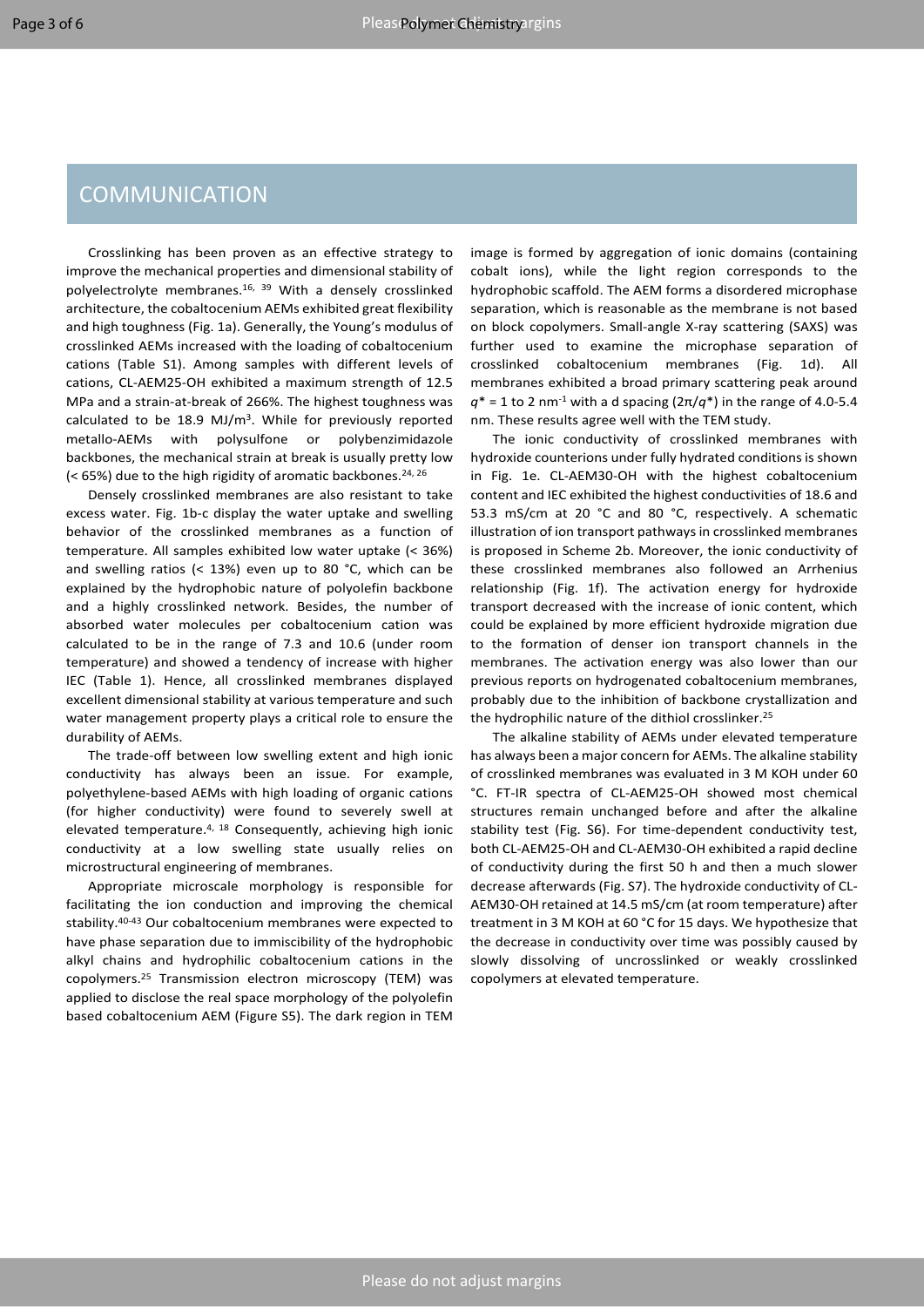## COMMUNICATION

Crosslinking has been proven as an effective strategy to improve the mechanical properties and dimensional stability of polyelectrolyte membranes.[16, 39] With a densely crosslinked architecture, the cobaltocenium AEMs exhibited great flexibility and high toughness (Fig. 1a). Generally, the Young's modulus of crosslinked AEMs increased with the loading of cobaltocenium cations (Table S1). Among samples with different levels of cations, CL-AEM25-OH exhibited a maximum strength of 12.5 MPa and a strain-at-break of 266%. The highest toughness was calculated to be 18.9 $MJ/m^3$. While for previously reported metallo-AEMs with polysulfone or polybenzimidazole backbones, the mechanical strain at break is usually pretty low (< 65%) due to the high rigidity of aromatic backbones.[24, 26]

Densely crosslinked membranes are also resistant to take excess water. Fig. 1b-c display the water uptake and swelling behavior of the crosslinked membranes as a function of temperature. All samples exhibited low water uptake (< 36%) and swelling ratios (< 13%) even up to 80 °C, which can be explained by the hydrophobic nature of polyolefin backbone and a highly crosslinked network. Besides, the number of absorbed water molecules per cobaltocenium cation was calculated to be in the range of 7.3 and 10.6 (under room temperature) and showed a tendency of increase with higher IEC (Table 1). Hence, all crosslinked membranes displayed excellent dimensional stability at various temperature and such water management property plays a critical role to ensure the durability of AEMs.

The trade-off between low swelling extent and high ionic conductivity has always been an issue. For example, polyethylene-based AEMs with high loading of organic cations (for higher conductivity) were found to severely swell at elevated temperature.[4, 18] Consequently, achieving high ionic conductivity at a low swelling state usually relies on microstructural engineering of membranes.

Appropriate microscale morphology is responsible for facilitating the ion conduction and improving the chemical stability.[40-43] Our cobaltocenium membranes were expected to have phase separation due to immiscibility of the hydrophobic alkyl chains and hydrophilic cobaltocenium cations in the copolymers.[25] Transmission electron microscopy (TEM) was applied to disclose the real space morphology of the polyolefin based cobaltocenium AEM (Figure S5). The dark region in TEM image is formed by aggregation of ionic domains (containing cobalt ions), while the light region corresponds to the hydrophobic scaffold. The AEM forms a disordered microphase separation, which is reasonable as the membrane is not based on block copolymers. Small-angle X-ray scattering (SAXS) was further used to examine the microphase separation of crosslinked cobaltocenium membranes (Fig. 1d). All membranes exhibited a broad primary scattering peak around $q^*$ = 1 to 2 $nm^{-1}$ with a d spacing ($2\pi/q^*$) in the range of 4.0-5.4 nm. These results agree well with the TEM study.

The ionic conductivity of crosslinked membranes with hydroxide counterions under fully hydrated conditions is shown in Fig. 1e. CL-AEM30-OH with the highest cobaltocenium content and IEC exhibited the highest conductivities of 18.6 and 53.3 mS/cm at 20 °C and 80 °C, respectively. A schematic illustration of ion transport pathways in crosslinked membranes is proposed in Scheme 2b. Moreover, the ionic conductivity of these crosslinked membranes also followed an Arrhenius relationship (Fig. 1f). The activation energy for hydroxide transport decreased with the increase of ionic content, which could be explained by more efficient hydroxide migration due to the formation of denser ion transport channels in the membranes. The activation energy was also lower than our previous reports on hydrogenated cobaltocenium membranes, probably due to the inhibition of backbone crystallization and the hydrophilic nature of the dithiol crosslinker.[25]

The alkaline stability of AEMs under elevated temperature has always been a major concern for AEMs. The alkaline stability of crosslinked membranes was evaluated in 3 M KOH under 60 °C. FT-IR spectra of CL-AEM25-OH showed most chemical structures remain unchanged before and after the alkaline stability test (Fig. S6). For time-dependent conductivity test, both CL-AEM25-OH and CL-AEM30-OH exhibited a rapid decline of conductivity during the first 50 h and then a much slower decrease afterwards (Fig. S7). The hydroxide conductivity of CL-AEM30-OH retained at 14.5 mS/cm (at room temperature) after treatment in 3 M KOH at 60 °C for 15 days. We hypothesize that the decrease in conductivity over time was possibly caused by slowly dissolving of uncrosslinked or weakly crosslinked copolymers at elevated temperature.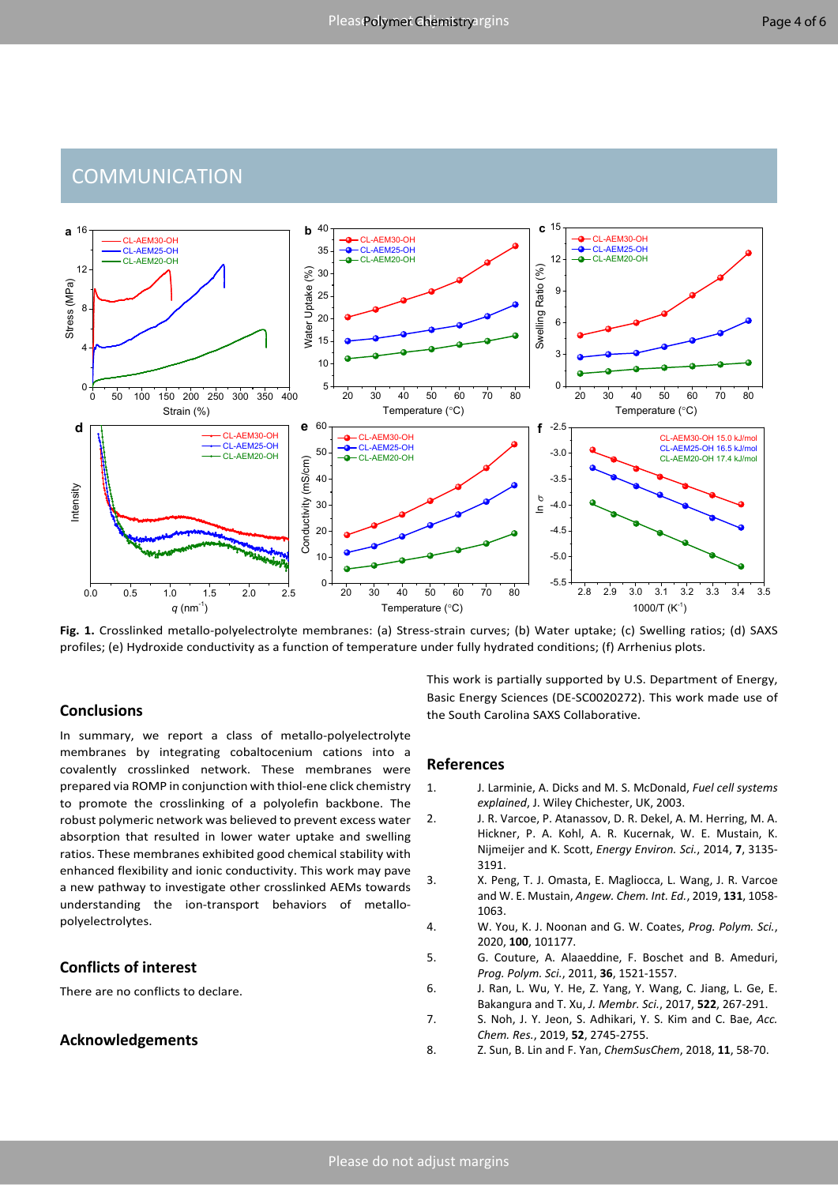Fig. 1. Crosslinked metallo-polyelectrolyte membranes: (a) Stress-strain curves; (b) Water uptake; (c) Swelling ratios; (d) SAXS profiles; (e) Hydroxide conductivity as a function of temperature under fully hydrated conditions; (f) Arrhenius plots.

## Conclusions

In summary, we report a class of metallo-polyelectrolyte membranes by integrating cobaltocenium cations into a covalently crosslinked network. These membranes were prepared via ROMP in conjunction with thiol-ene click chemistry to promote the crosslinking of a polyolefin backbone. The robust polymeric network was believed to prevent excess water absorption that resulted in lower water uptake and swelling ratios. These membranes exhibited good chemical stability with enhanced flexibility and ionic conductivity. This work may pave a new pathway to investigate other crosslinked AEMs towards understanding the ion-transport behaviors of metallo-polyelectrolytes.

## Conflicts of interest

There are no conflicts to declare.

## Acknowledgements

This work is partially supported by U.S. Department of Energy, Basic Energy Sciences (DE-SC0020272). This work made use of the South Carolina SAXS Collaborative.

## References

1. J. Larminie, A. Dicks and M. S. McDonald, *Fuel cell systems explained*, J. Wiley Chichester, UK, 2003.
2. J. R. Varcoe, P. Atanassov, D. R. Dekel, A. M. Herring, M. A. Hickner, P. A. Kohl, A. R. Kucernak, W. E. Mustain, K. Nijmeijer and K. Scott, *Energy Environ. Sci.*, 2014, **7**, 3135-3191.
3. X. Peng, T. J. Omasta, E. Magliocca, L. Wang, J. R. Varcoe and W. E. Mustain, *Angew. Chem. Int. Ed.*, 2019, **131**, 1058-1063.
4. W. You, K. J. Noonan and G. W. Coates, *Prog. Polym. Sci.*, 2020, **100**, 101177.
5. G. Couture, A. Alaaeddine, F. Boschet and B. Ameduri, *Prog. Polym. Sci.*, 2011, **36**, 1521-1557.
6. J. Ran, L. Wu, Y. He, Z. Yang, Y. Wang, C. Jiang, L. Ge, E. Bakangura and T. Xu, *J. Membr. Sci.*, 2017, **522**, 267-291.
7. S. Noh, J. Y. Jeon, S. Adhikari, Y. S. Kim and C. Bae, *Acc. Chem. Res.*, 2019, **52**, 2745-2755.
8. Z. Sun, B. Lin and F. Yan, *ChemSusChem*, 2018, **11**, 58-70.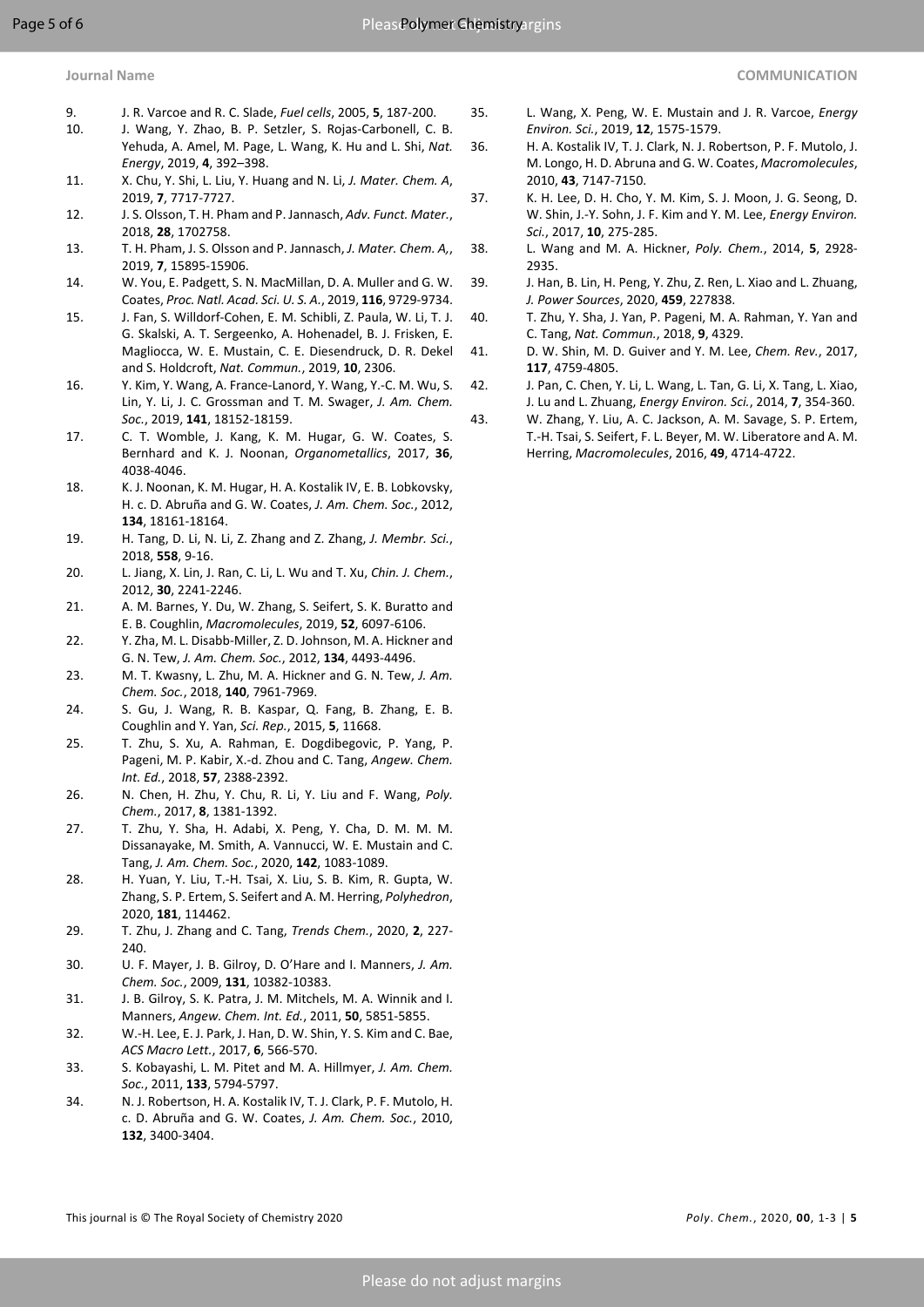9. J. R. Varcoe and R. C. Slade, *Fuel cells*, 2005, **5**, 187-200.
10. J. Wang, Y. Zhao, B. P. Setzler, S. Rojas-Carbonell, C. B. Yehuda, A. Amel, M. Page, L. Wang, K. Hu and L. Shi, *Nat. Energy*, 2019, **4**, 392–398.
11. X. Chu, Y. Shi, L. Liu, Y. Huang and N. Li, *J. Mater. Chem. A*, 2019, **7**, 7717-7727.
12. J. S. Olsson, T. H. Pham and P. Jannasch, *Adv. Funct. Mater.*, 2018, **28**, 1702758.
13. T. H. Pham, J. S. Olsson and P. Jannasch, *J. Mater. Chem. A,*, 2019, **7**, 15895-15906.
14. W. You, E. Padgett, S. N. MacMillan, D. A. Muller and G. W. Coates, *Proc. Natl. Acad. Sci. U. S. A.*, 2019, **116**, 9729-9734.
15. J. Fan, S. Willdorf-Cohen, E. M. Schibli, Z. Paula, W. Li, T. J. G. Skalski, A. T. Sergeenko, A. Hohenadel, B. J. Frisken, E. Magliocca, W. E. Mustain, C. E. Diesendruck, D. R. Dekel and S. Holdcroft, *Nat. Commun.*, 2019, **10**, 2306.
16. Y. Kim, Y. Wang, A. France-Lanord, Y. Wang, Y.-C. M. Wu, S. Lin, Y. Li, J. C. Grossman and T. M. Swager, *J. Am. Chem. Soc.*, 2019, **141**, 18152-18159.
17. C. T. Womble, J. Kang, K. M. Hugar, G. W. Coates, S. Bernhard and K. J. Noonan, *Organometallics*, 2017, **36**, 4038-4046.
18. K. J. Noonan, K. M. Hugar, H. A. Kostalik IV, E. B. Lobkovsky, H. c. D. Abruña and G. W. Coates, *J. Am. Chem. Soc.*, 2012, **134**, 18161-18164.
19. H. Tang, D. Li, N. Li, Z. Zhang and Z. Zhang, *J. Membr. Sci.*, 2018, **558**, 9-16.
20. L. Jiang, X. Lin, J. Ran, C. Li, L. Wu and T. Xu, *Chin. J. Chem.*, 2012, **30**, 2241-2246.
21. A. M. Barnes, Y. Du, W. Zhang, S. Seifert, S. K. Buratto and E. B. Coughlin, *Macromolecules*, 2019, **52**, 6097-6106.
22. Y. Zha, M. L. Disabb-Miller, Z. D. Johnson, M. A. Hickner and G. N. Tew, *J. Am. Chem. Soc.*, 2012, **134**, 4493-4496.
23. M. T. Kwasny, L. Zhu, M. A. Hickner and G. N. Tew, *J. Am. Chem. Soc.*, 2018, **140**, 7961-7969.
24. S. Gu, J. Wang, R. B. Kaspar, Q. Fang, B. Zhang, E. B. Coughlin and Y. Yan, *Sci. Rep.*, 2015, **5**, 11668.
25. T. Zhu, S. Xu, A. Rahman, E. Dogdibegovic, P. Yang, P. Pageni, M. P. Kabir, X.-d. Zhou and C. Tang, *Angew. Chem. Int. Ed.*, 2018, **57**, 2388-2392.
26. N. Chen, H. Zhu, Y. Chu, R. Li, Y. Liu and F. Wang, *Poly. Chem.*, 2017, **8**, 1381-1392.
27. T. Zhu, Y. Sha, H. Adabi, X. Peng, Y. Cha, D. M. M. M. Dissanayake, M. Smith, A. Vannucci, W. E. Mustain and C. Tang, *J. Am. Chem. Soc.*, 2020, **142**, 1083-1089.
28. H. Yuan, Y. Liu, T.-H. Tsai, X. Liu, S. B. Kim, R. Gupta, W. Zhang, S. P. Ertem, S. Seifert and A. M. Herring, *Polyhedron*, 2020, **181**, 114462.
29. T. Zhu, J. Zhang and C. Tang, *Trends Chem.*, 2020, **2**, 227-240.
30. U. F. Mayer, J. B. Gilroy, D. O'Hare and I. Manners, *J. Am. Chem. Soc.*, 2009, **131**, 10382-10383.
31. J. B. Gilroy, S. K. Patra, J. M. Mitchels, M. A. Winnik and I. Manners, *Angew. Chem. Int. Ed.*, 2011, **50**, 5851-5855.
32. W.-H. Lee, E. J. Park, J. Han, D. W. Shin, Y. S. Kim and C. Bae, *ACS Macro Lett.*, 2017, **6**, 566-570.
33. S. Kobayashi, L. M. Pitet and M. A. Hillmyer, *J. Am. Chem. Soc.*, 2011, **133**, 5794-5797.
34. N. J. Robertson, H. A. Kostalik IV, T. J. Clark, P. F. Mutolo, H. c. D. Abruña and G. W. Coates, *J. Am. Chem. Soc.*, 2010, **132**, 3400-3404.
35. L. Wang, X. Peng, W. E. Mustain and J. R. Varcoe, *Energy Environ. Sci.*, 2019, **12**, 1575-1579.
36. H. A. Kostalik IV, T. J. Clark, N. J. Robertson, P. F. Mutolo, J. M. Longo, H. D. Abruna and G. W. Coates, *Macromolecules*, 2010, **43**, 7147-7150.
37. K. H. Lee, D. H. Cho, Y. M. Kim, S. J. Moon, J. G. Seong, D. W. Shin, J.-Y. Sohn, J. F. Kim and Y. M. Lee, *Energy Environ. Sci.*, 2017, **10**, 275-285.
38. L. Wang and M. A. Hickner, *Poly. Chem.*, 2014, **5**, 2928-2935.
39. J. Han, B. Lin, H. Peng, Y. Zhu, Z. Ren, L. Xiao and L. Zhuang, *J. Power Sources*, 2020, **459**, 227838.
40. T. Zhu, Y. Sha, J. Yan, P. Pageni, M. A. Rahman, Y. Yan and C. Tang, *Nat. Commun.*, 2018, **9**, 4329.
41. D. W. Shin, M. D. Guiver and Y. M. Lee, *Chem. Rev.*, 2017, **117**, 4759-4805.
42. J. Pan, C. Chen, Y. Li, L. Wang, L. Tan, G. Li, X. Tang, L. Xiao, J. Lu and L. Zhuang, *Energy Environ. Sci.*, 2014, **7**, 354-360.
43. W. Zhang, Y. Liu, A. C. Jackson, A. M. Savage, S. P. Ertem, T.-H. Tsai, S. Seifert, F. L. Beyer, M. W. Liberatore and A. M. Herring, *Macromolecules*, 2016, **49**, 4714-4722.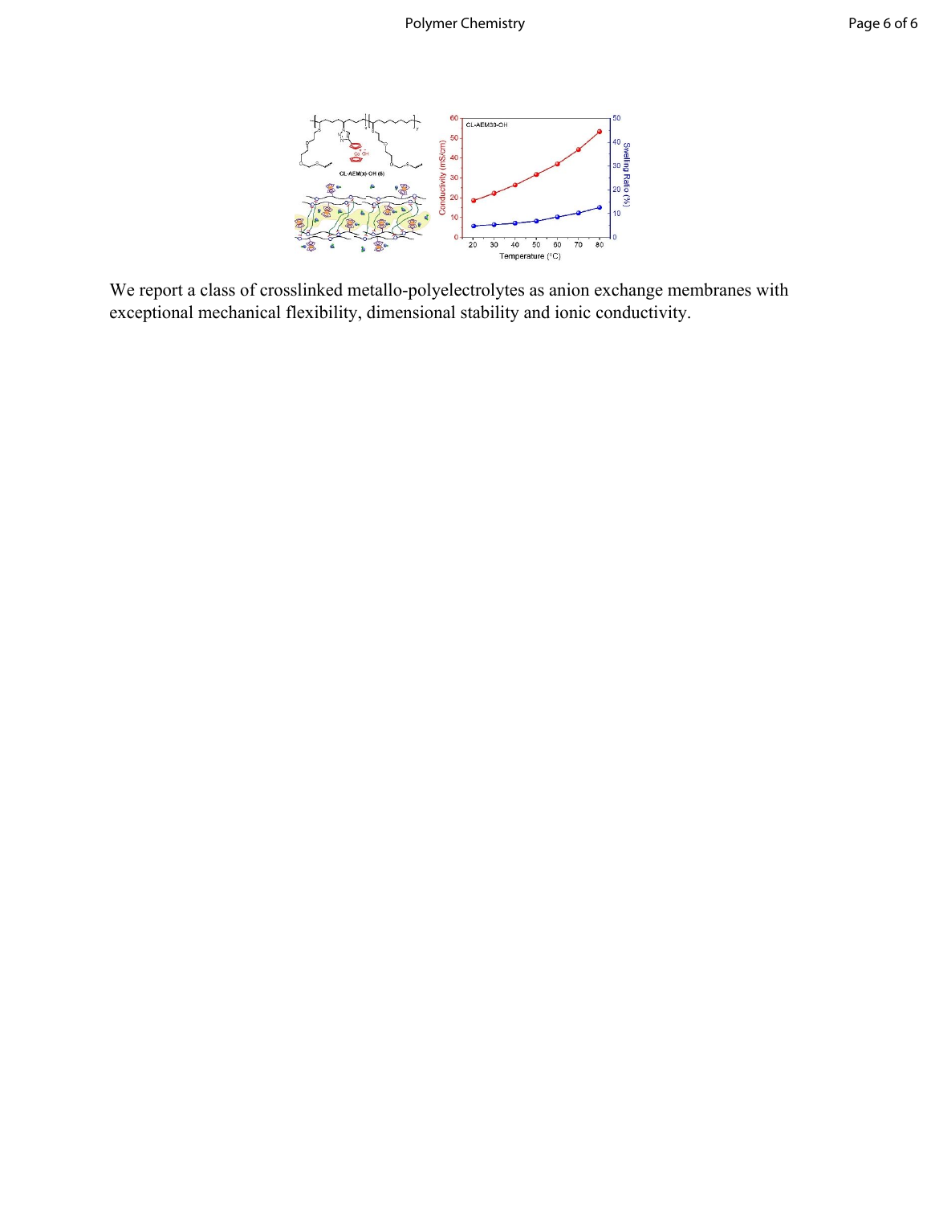CL-AEM(x)-OH (6)

CL-AEM30-OH

Conductivity (mS/cm)

Swelling Ratio (%)

Temperature (°C)

We report a class of crosslinked metallo-polyelectrolytes as anion exchange membranes with exceptional mechanical flexibility, dimensional stability and ionic conductivity.